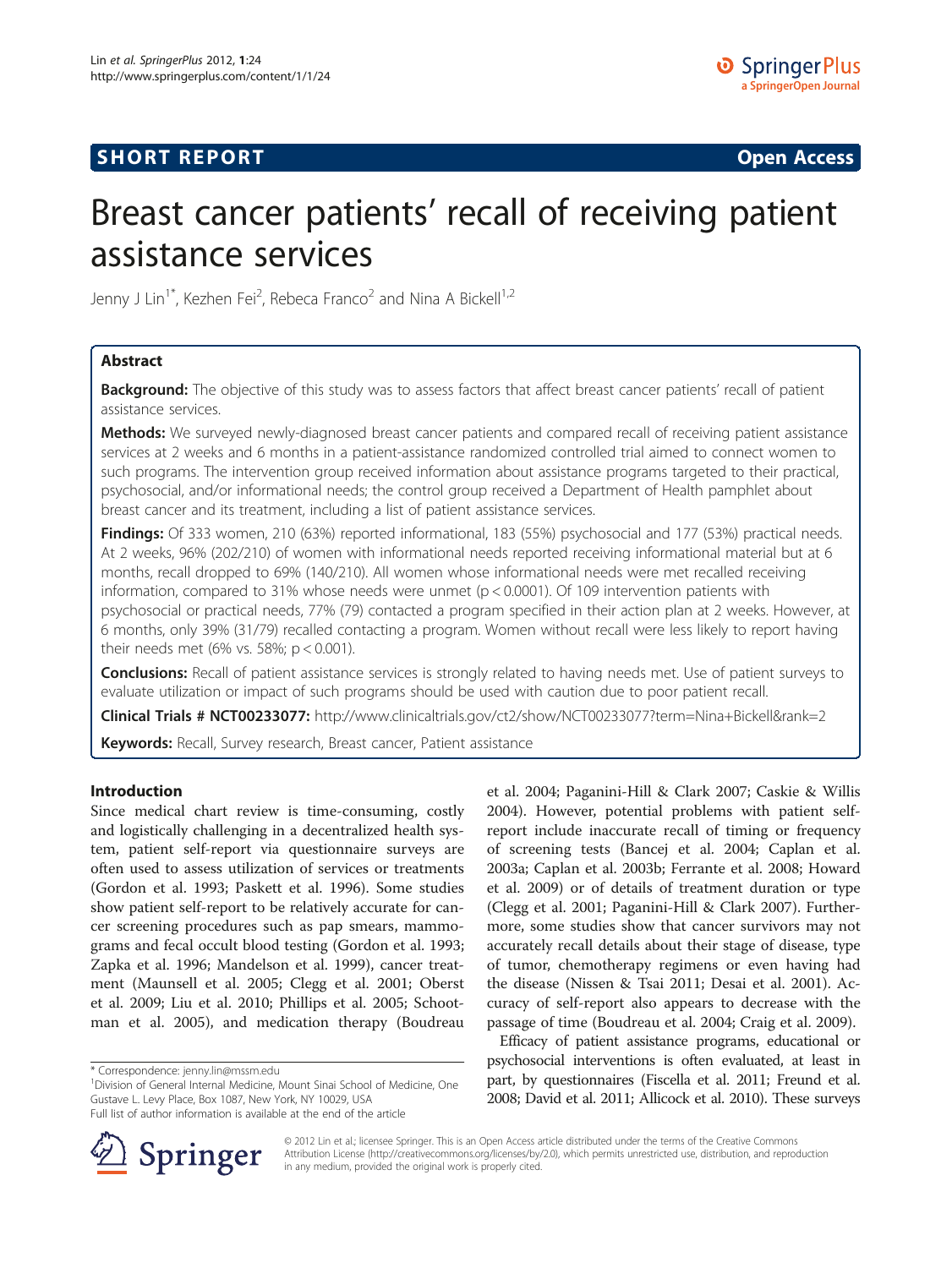SHORT REPORT Open Access

# Breast cancer patients' recall of receiving patient assistance services

Jenny J Lin[1*], Kezhen Fei[2], Rebeca Franco[2] and Nina A Bickell[1,2]

## Abstract

**Background:** The objective of this study was to assess factors that affect breast cancer patients' recall of patient assistance services.

**Methods:** We surveyed newly-diagnosed breast cancer patients and compared recall of receiving patient assistance services at 2 weeks and 6 months in a patient-assistance randomized controlled trial aimed to connect women to such programs. The intervention group received information about assistance programs targeted to their practical, psychosocial, and/or informational needs; the control group received a Department of Health pamphlet about breast cancer and its treatment, including a list of patient assistance services.

**Findings:** Of 333 women, 210 (63%) reported informational, 183 (55%) psychosocial and 177 (53%) practical needs. At 2 weeks, 96% (202/210) of women with informational needs reported receiving informational material but at 6 months, recall dropped to 69% (140/210). All women whose informational needs were met recalled receiving information, compared to 31% whose needs were unmet ($p < 0.0001$). Of 109 intervention patients with psychosocial or practical needs, 77% (79) contacted a program specified in their action plan at 2 weeks. However, at 6 months, only 39% (31/79) recalled contacting a program. Women without recall were less likely to report having their needs met (6% vs. 58%; $p < 0.001$).

**Conclusions:** Recall of patient assistance services is strongly related to having needs met. Use of patient surveys to evaluate utilization or impact of such programs should be used with caution due to poor patient recall.

**Clinical Trials # NCT00233077:** http://www.clinicaltrials.gov/ct2/show/NCT00233077?term=Nina+Bickell&rank=2

**Keywords:** Recall, Survey research, Breast cancer, Patient assistance

## Introduction

Since medical chart review is time-consuming, costly and logistically challenging in a decentralized health system, patient self-report via questionnaire surveys are often used to assess utilization of services or treatments (Gordon et al. 1993; Paskett et al. 1996). Some studies show patient self-report to be relatively accurate for cancer screening procedures such as pap smears, mammograms and fecal occult blood testing (Gordon et al. 1993; Zapka et al. 1996; Mandelson et al. 1999), cancer treatment (Maunsell et al. 2005; Clegg et al. 2001; Oberst et al. 2009; Liu et al. 2010; Phillips et al. 2005; Schootman et al. 2005), and medication therapy (Boudreau et al. 2004; Paganini-Hill & Clark 2007; Caskie & Willis 2004). However, potential problems with patient self-report include inaccurate recall of timing or frequency of screening tests (Bancej et al. 2004; Caplan et al. 2003a; Caplan et al. 2003b; Ferrante et al. 2008; Howard et al. 2009) or of details of treatment duration or type (Clegg et al. 2001; Paganini-Hill & Clark 2007). Furthermore, some studies show that cancer survivors may not accurately recall details about their stage of disease, type of tumor, chemotherapy regimens or even having had the disease (Nissen & Tsai 2011; Desai et al. 2001). Accuracy of self-report also appears to decrease with the passage of time (Boudreau et al. 2004; Craig et al. 2009).

Efficacy of patient assistance programs, educational or psychosocial interventions is often evaluated, at least in part, by questionnaires (Fiscella et al. 2011; Freund et al. 2008; David et al. 2011; Allicock et al. 2010). These surveys

\* Correspondence: jenny.lin@mssm.edu
[1]Division of General Internal Medicine, Mount Sinai School of Medicine, One Gustave L. Levy Place, Box 1087, New York, NY 10029, USA
Full list of author information is available at the end of the article

© 2012 Lin et al.; licensee Springer. This is an Open Access article distributed under the terms of the Creative Commons Attribution License (http://creativecommons.org/licenses/by/2.0), which permits unrestricted use, distribution, and reproduction in any medium, provided the original work is properly cited.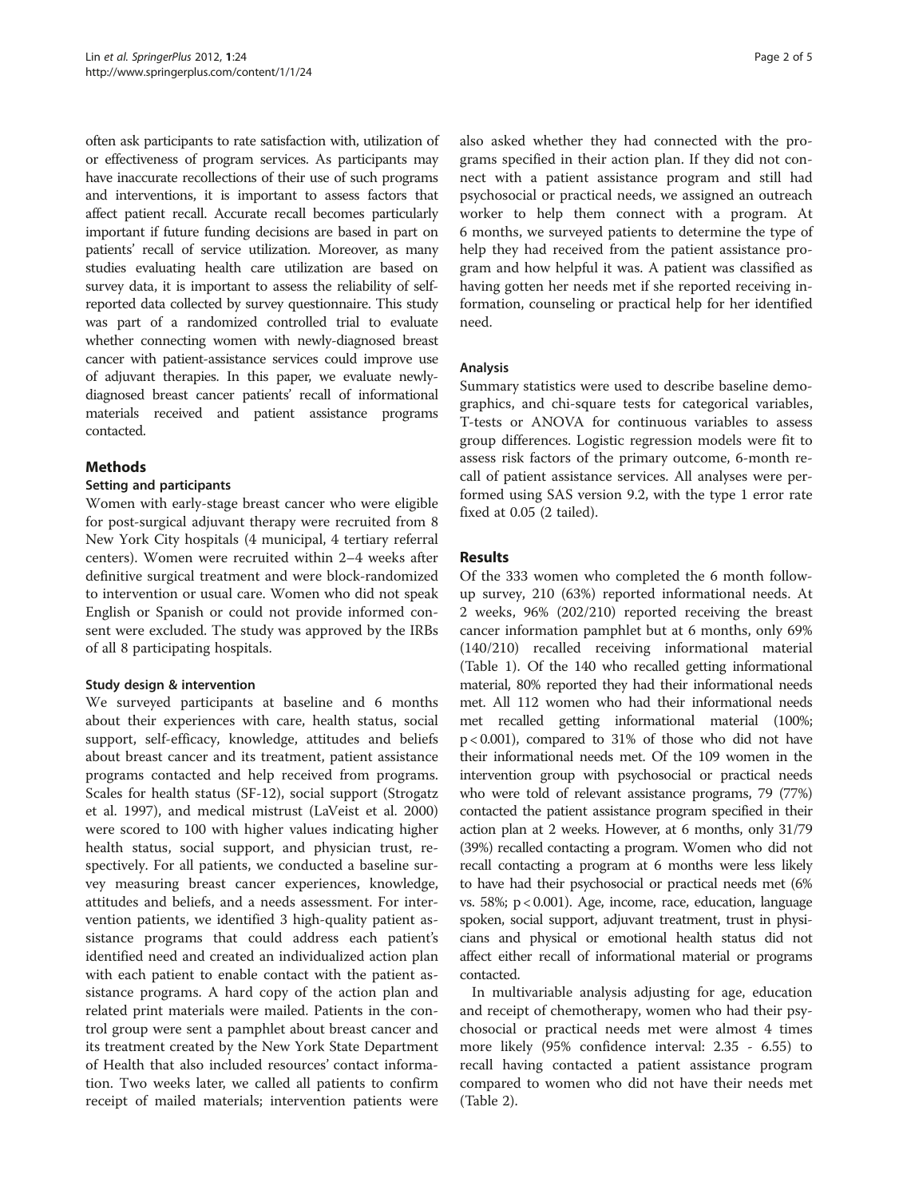often ask participants to rate satisfaction with, utilization of or effectiveness of program services. As participants may have inaccurate recollections of their use of such programs and interventions, it is important to assess factors that affect patient recall. Accurate recall becomes particularly important if future funding decisions are based in part on patients' recall of service utilization. Moreover, as many studies evaluating health care utilization are based on survey data, it is important to assess the reliability of self-reported data collected by survey questionnaire. This study was part of a randomized controlled trial to evaluate whether connecting women with newly-diagnosed breast cancer with patient-assistance services could improve use of adjuvant therapies. In this paper, we evaluate newly-diagnosed breast cancer patients' recall of informational materials received and patient assistance programs contacted.

## Methods

### Setting and participants

Women with early-stage breast cancer who were eligible for post-surgical adjuvant therapy were recruited from 8 New York City hospitals (4 municipal, 4 tertiary referral centers). Women were recruited within 2–4 weeks after definitive surgical treatment and were block-randomized to intervention or usual care. Women who did not speak English or Spanish or could not provide informed consent were excluded. The study was approved by the IRBs of all 8 participating hospitals.

#### Study design & intervention

We surveyed participants at baseline and 6 months about their experiences with care, health status, social support, self-efficacy, knowledge, attitudes and beliefs about breast cancer and its treatment, patient assistance programs contacted and help received from programs. Scales for health status (SF-12), social support (Strogatz et al. 1997), and medical mistrust (LaVeist et al. 2000) were scored to 100 with higher values indicating higher health status, social support, and physician trust, respectively. For all patients, we conducted a baseline survey measuring breast cancer experiences, knowledge, attitudes and beliefs, and a needs assessment. For intervention patients, we identified 3 high-quality patient assistance programs that could address each patient's identified need and created an individualized action plan with each patient to enable contact with the patient assistance programs. A hard copy of the action plan and related print materials were mailed. Patients in the control group were sent a pamphlet about breast cancer and its treatment created by the New York State Department of Health that also included resources' contact information. Two weeks later, we called all patients to confirm receipt of mailed materials; intervention patients were also asked whether they had connected with the programs specified in their action plan. If they did not connect with a patient assistance program and still had psychosocial or practical needs, we assigned an outreach worker to help them connect with a program. At 6 months, we surveyed patients to determine the type of help they had received from the patient assistance program and how helpful it was. A patient was classified as having gotten her needs met if she reported receiving information, counseling or practical help for her identified need.

### Analysis

Summary statistics were used to describe baseline demographics, and chi-square tests for categorical variables, T-tests or ANOVA for continuous variables to assess group differences. Logistic regression models were fit to assess risk factors of the primary outcome, 6-month recall of patient assistance services. All analyses were performed using SAS version 9.2, with the type 1 error rate fixed at 0.05 (2 tailed).

## Results

Of the 333 women who completed the 6 month follow-up survey, 210 (63%) reported informational needs. At 2 weeks, 96% (202/210) reported receiving the breast cancer information pamphlet but at 6 months, only 69% (140/210) recalled receiving informational material (Table 1). Of the 140 who recalled getting informational material, 80% reported they had their informational needs met. All 112 women who had their informational needs met recalled getting informational material (100%; $p < 0.001$), compared to 31% of those who did not have their informational needs met. Of the 109 women in the intervention group with psychosocial or practical needs who were told of relevant assistance programs, 79 (77%) contacted the patient assistance program specified in their action plan at 2 weeks. However, at 6 months, only 31/79 (39%) recalled contacting a program. Women who did not recall contacting a program at 6 months were less likely to have had their psychosocial or practical needs met (6% vs. 58%; $p < 0.001$). Age, income, race, education, language spoken, social support, adjuvant treatment, trust in physicians and physical or emotional health status did not affect either recall of informational material or programs contacted.

In multivariable analysis adjusting for age, education and receipt of chemotherapy, women who had their psychosocial or practical needs met were almost 4 times more likely (95% confidence interval: 2.35 - 6.55) to recall having contacted a patient assistance program compared to women who did not have their needs met (Table 2).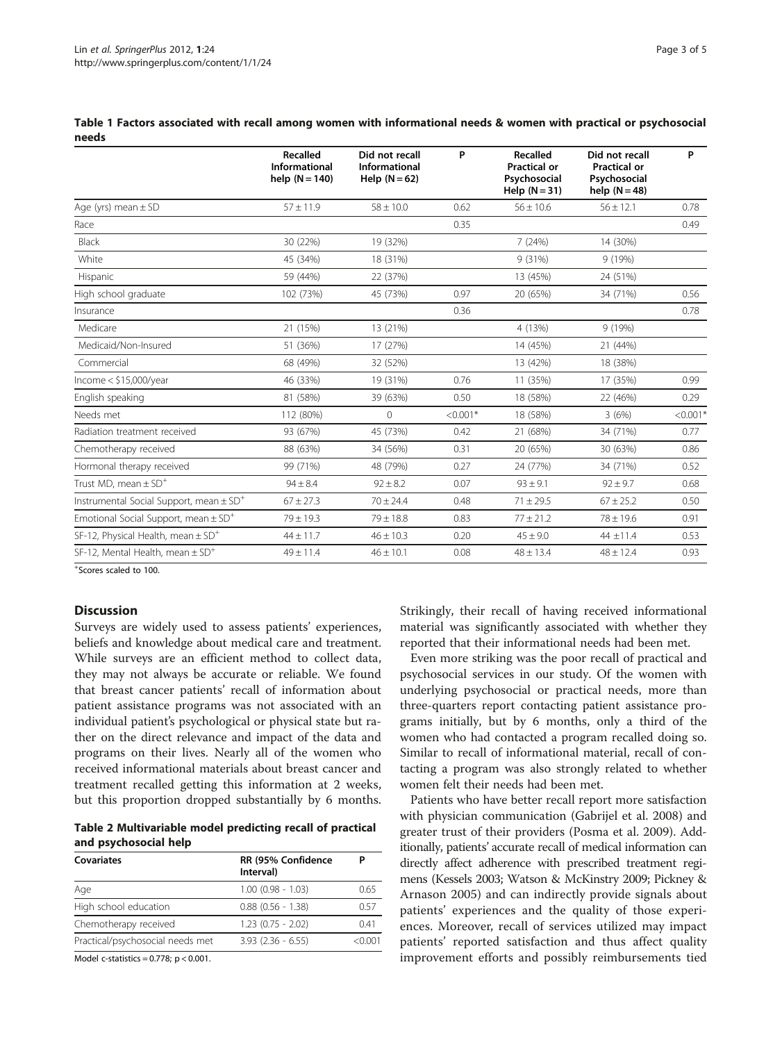**Table 1 Factors associated with recall among women with informational needs & women with practical or psychosocial needs**

| | Recalled Informational help (N = 140) | Did not recall Informational Help (N = 62) | P | Recalled Practical or Psychosocial Help (N = 31) | Did not recall Practical or Psychosocial help (N = 48) | P |
|---|---|---|---|---|---|---|
| Age (yrs) mean ± SD | 57 ± 11.9 | 58 ± 10.0 | 0.62 | 56 ± 10.6 | 56 ± 12.1 | 0.78 |
| Race | | | 0.35 | | | 0.49 |
| Black | 30 (22%) | 19 (32%) | | 7 (24%) | 14 (30%) | |
| White | 45 (34%) | 18 (31%) | | 9 (31%) | 9 (19%) | |
| Hispanic | 59 (44%) | 22 (37%) | | 13 (45%) | 24 (51%) | |
| High school graduate | 102 (73%) | 45 (73%) | 0.97 | 20 (65%) | 34 (71%) | 0.56 |
| Insurance | | | 0.36 | | | 0.78 |
| Medicare | 21 (15%) | 13 (21%) | | 4 (13%) | 9 (19%) | |
| Medicaid/Non-Insured | 51 (36%) | 17 (27%) | | 14 (45%) | 21 (44%) | |
| Commercial | 68 (49%) | 32 (52%) | | 13 (42%) | 18 (38%) | |
| Income < $15,000/year | 46 (33%) | 19 (31%) | 0.76 | 11 (35%) | 17 (35%) | 0.99 |
| English speaking | 81 (58%) | 39 (63%) | 0.50 | 18 (58%) | 22 (46%) | 0.29 |
| Needs met | 112 (80%) | 0 | <0.001* | 18 (58%) | 3 (6%) | <0.001* |
| Radiation treatment received | 93 (67%) | 45 (73%) | 0.42 | 21 (68%) | 34 (71%) | 0.77 |
| Chemotherapy received | 88 (63%) | 34 (56%) | 0.31 | 20 (65%) | 30 (63%) | 0.86 |
| Hormonal therapy received | 99 (71%) | 48 (79%) | 0.27 | 24 (77%) | 34 (71%) | 0.52 |
| Trust MD, mean ± SD+ | 94 ± 8.4 | 92 ± 8.2 | 0.07 | 93 ± 9.1 | 92 ± 9.7 | 0.68 |
| Instrumental Social Support, mean ± SD+ | 67 ± 27.3 | 70 ± 24.4 | 0.48 | 71 ± 29.5 | 67 ± 25.2 | 0.50 |
| Emotional Social Support, mean ± SD+ | 79 ± 19.3 | 79 ± 18.8 | 0.83 | 77 ± 21.2 | 78 ± 19.6 | 0.91 |
| SF-12, Physical Health, mean ± SD+ | 44 ± 11.7 | 46 ± 10.3 | 0.20 | 45 ± 9.0 | 44 ± 11.4 | 0.53 |
| SF-12, Mental Health, mean ± SD+ | 49 ± 11.4 | 46 ± 10.1 | 0.08 | 48 ± 13.4 | 48 ± 12.4 | 0.93 |

+Scores scaled to 100.

## Discussion

Surveys are widely used to assess patients' experiences, beliefs and knowledge about medical care and treatment. While surveys are an efficient method to collect data, they may not always be accurate or reliable. We found that breast cancer patients' recall of information about patient assistance programs was not associated with an individual patient's psychological or physical state but rather on the direct relevance and impact of the data and programs on their lives. Nearly all of the women who received informational materials about breast cancer and treatment recalled getting this information at 2 weeks, but this proportion dropped substantially by 6 months.

**Table 2 Multivariable model predicting recall of practical and psychosocial help**

| Covariates | RR (95% Confidence Interval) | P |
|---|---|---|
| Age | 1.00 (0.98 - 1.03) | 0.65 |
| High school education | 0.88 (0.56 - 1.38) | 0.57 |
| Chemotherapy received | 1.23 (0.75 - 2.02) | 0.41 |
| Practical/psychosocial needs met | 3.93 (2.36 - 6.55) | <0.001 |

Model c-statistics = 0.778; p < 0.001.

Strikingly, their recall of having received informational material was significantly associated with whether they reported that their informational needs had been met.

Even more striking was the poor recall of practical and psychosocial services in our study. Of the women with underlying psychosocial or practical needs, more than three-quarters report contacting patient assistance programs initially, but by 6 months, only a third of the women who had contacted a program recalled doing so. Similar to recall of informational material, recall of contacting a program was also strongly related to whether women felt their needs had been met.

Patients who have better recall report more satisfaction with physician communication (Gabrijel et al. 2008) and greater trust of their providers (Posma et al. 2009). Additionally, patients' accurate recall of medical information can directly affect adherence with prescribed treatment regimens (Kessels 2003; Watson & McKinstry 2009; Pickney & Arnason 2005) and can indirectly provide signals about patients' experiences and the quality of those experiences. Moreover, recall of services utilized may impact patients' reported satisfaction and thus affect quality improvement efforts and possibly reimbursements tied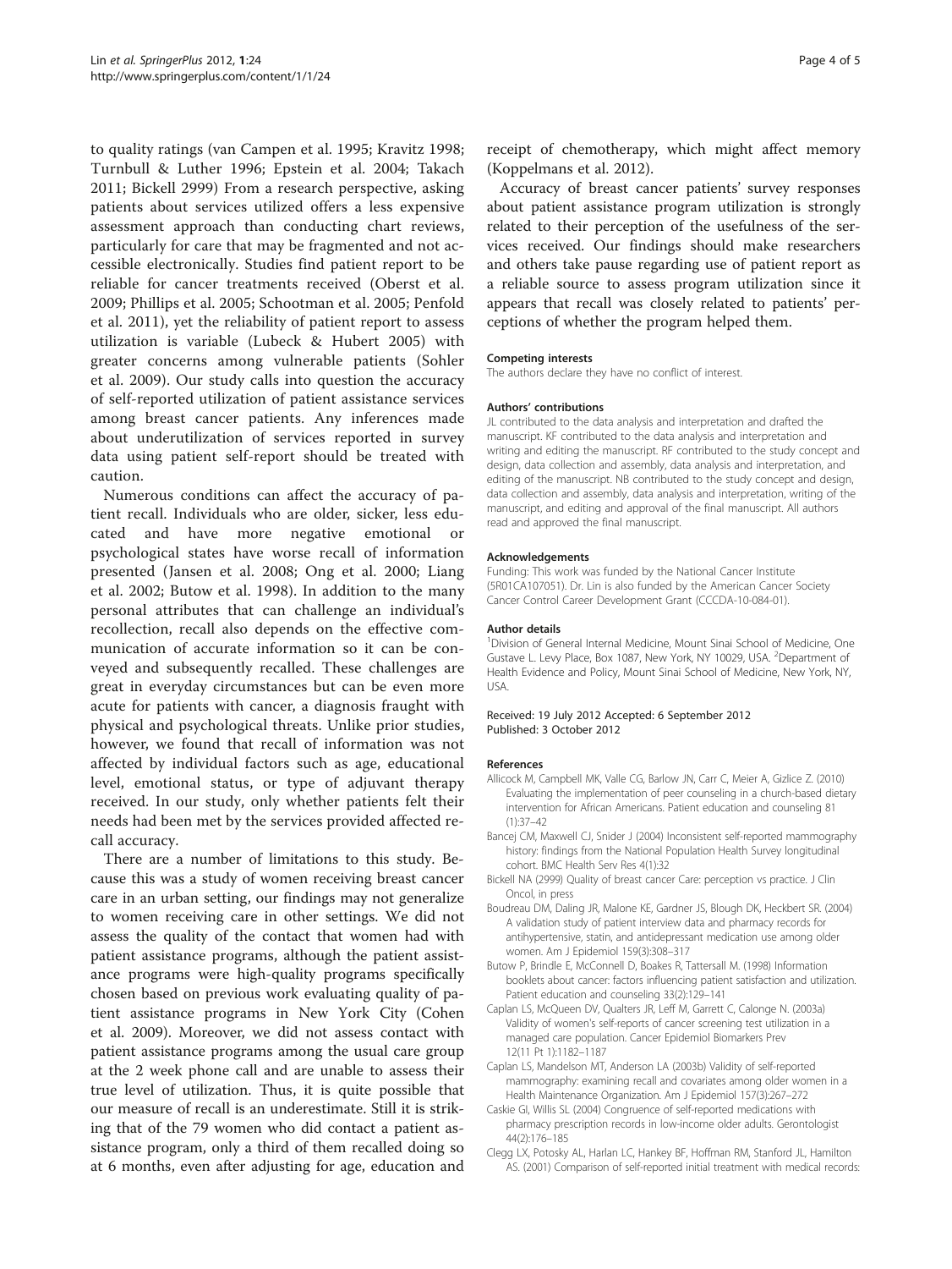to quality ratings (van Campen et al. 1995; Kravitz 1998; Turnbull & Luther 1996; Epstein et al. 2004; Takach 2011; Bickell 2999) From a research perspective, asking patients about services utilized offers a less expensive assessment approach than conducting chart reviews, particularly for care that may be fragmented and not accessible electronically. Studies find patient report to be reliable for cancer treatments received (Oberst et al. 2009; Phillips et al. 2005; Schootman et al. 2005; Penfold et al. 2011), yet the reliability of patient report to assess utilization is variable (Lubeck & Hubert 2005) with greater concerns among vulnerable patients (Sohler et al. 2009). Our study calls into question the accuracy of self-reported utilization of patient assistance services among breast cancer patients. Any inferences made about underutilization of services reported in survey data using patient self-report should be treated with caution.

Numerous conditions can affect the accuracy of patient recall. Individuals who are older, sicker, less educated and have more negative emotional or psychological states have worse recall of information presented (Jansen et al. 2008; Ong et al. 2000; Liang et al. 2002; Butow et al. 1998). In addition to the many personal attributes that can challenge an individual's recollection, recall also depends on the effective communication of accurate information so it can be conveyed and subsequently recalled. These challenges are great in everyday circumstances but can be even more acute for patients with cancer, a diagnosis fraught with physical and psychological threats. Unlike prior studies, however, we found that recall of information was not affected by individual factors such as age, educational level, emotional status, or type of adjuvant therapy received. In our study, only whether patients felt their needs had been met by the services provided affected recall accuracy.

There are a number of limitations to this study. Because this was a study of women receiving breast cancer care in an urban setting, our findings may not generalize to women receiving care in other settings. We did not assess the quality of the contact that women had with patient assistance programs, although the patient assistance programs were high-quality programs specifically chosen based on previous work evaluating quality of patient assistance programs in New York City (Cohen et al. 2009). Moreover, we did not assess contact with patient assistance programs among the usual care group at the 2 week phone call and are unable to assess their true level of utilization. Thus, it is quite possible that our measure of recall is an underestimate. Still it is striking that of the 79 women who did contact a patient assistance program, only a third of them recalled doing so at 6 months, even after adjusting for age, education and receipt of chemotherapy, which might affect memory (Koppelmans et al. 2012).

Accuracy of breast cancer patients' survey responses about patient assistance program utilization is strongly related to their perception of the usefulness of the services received. Our findings should make researchers and others take pause regarding use of patient report as a reliable source to assess program utilization since it appears that recall was closely related to patients' perceptions of whether the program helped them.

#### Competing interests
The authors declare they have no conflict of interest.

#### Authors' contributions
JL contributed to the data analysis and interpretation and drafted the manuscript. KF contributed to the data analysis and interpretation and writing and editing the manuscript. RF contributed to the study concept and design, data collection and assembly, data analysis and interpretation, and editing of the manuscript. NB contributed to the study concept and design, data collection and assembly, data analysis and interpretation, writing of the manuscript, and editing and approval of the final manuscript. All authors read and approved the final manuscript.

#### Acknowledgements
Funding: This work was funded by the National Cancer Institute (5R01CA107051). Dr. Lin is also funded by the American Cancer Society Cancer Control Career Development Grant (CCCDA-10-084-01).

#### Author details
[1]Division of General Internal Medicine, Mount Sinai School of Medicine, One Gustave L. Levy Place, Box 1087, New York, NY 10029, USA. [2]Department of Health Evidence and Policy, Mount Sinai School of Medicine, New York, NY, USA.

Received: 19 July 2012 Accepted: 6 September 2012
Published: 3 October 2012

#### References
- Allicock M, Campbell MK, Valle CG, Barlow JN, Carr C, Meier A, Gizlice Z. (2010) Evaluating the implementation of peer counseling in a church-based dietary intervention for African Americans. Patient education and counseling 81 (1):37–42
- Bancej CM, Maxwell CJ, Snider J (2004) Inconsistent self-reported mammography history: findings from the National Population Health Survey longitudinal cohort. BMC Health Serv Res 4(1):32
- Bickell NA (2999) Quality of breast cancer Care: perception vs practice. J Clin Oncol, in press
- Boudreau DM, Daling JR, Malone KE, Gardner JS, Blough DK, Heckbert SR. (2004) A validation study of patient interview data and pharmacy records for antihypertensive, statin, and antidepressant medication use among older women. Am J Epidemiol 159(3):308–317
- Butow P, Brindle E, McConnell D, Boakes R, Tattersall M. (1998) Information booklets about cancer: factors influencing patient satisfaction and utilization. Patient education and counseling 33(2):129–141
- Caplan LS, McQueen DV, Qualters JR, Leff M, Garrett C, Calonge N. (2003a) Validity of women's self-reports of cancer screening test utilization in a managed care population. Cancer Epidemiol Biomarkers Prev 12(11 Pt 1):1182–1187
- Caplan LS, Mandelson MT, Anderson LA (2003b) Validity of self-reported mammography: examining recall and covariates among older women in a Health Maintenance Organization. Am J Epidemiol 157(3):267–272
- Caskie GI, Willis SL (2004) Congruence of self-reported medications with pharmacy prescription records in low-income older adults. Gerontologist 44(2):176–185
- Clegg LX, Potosky AL, Harlan LC, Hankey BF, Hoffman RM, Stanford JL, Hamilton AS. (2001) Comparison of self-reported initial treatment with medical records: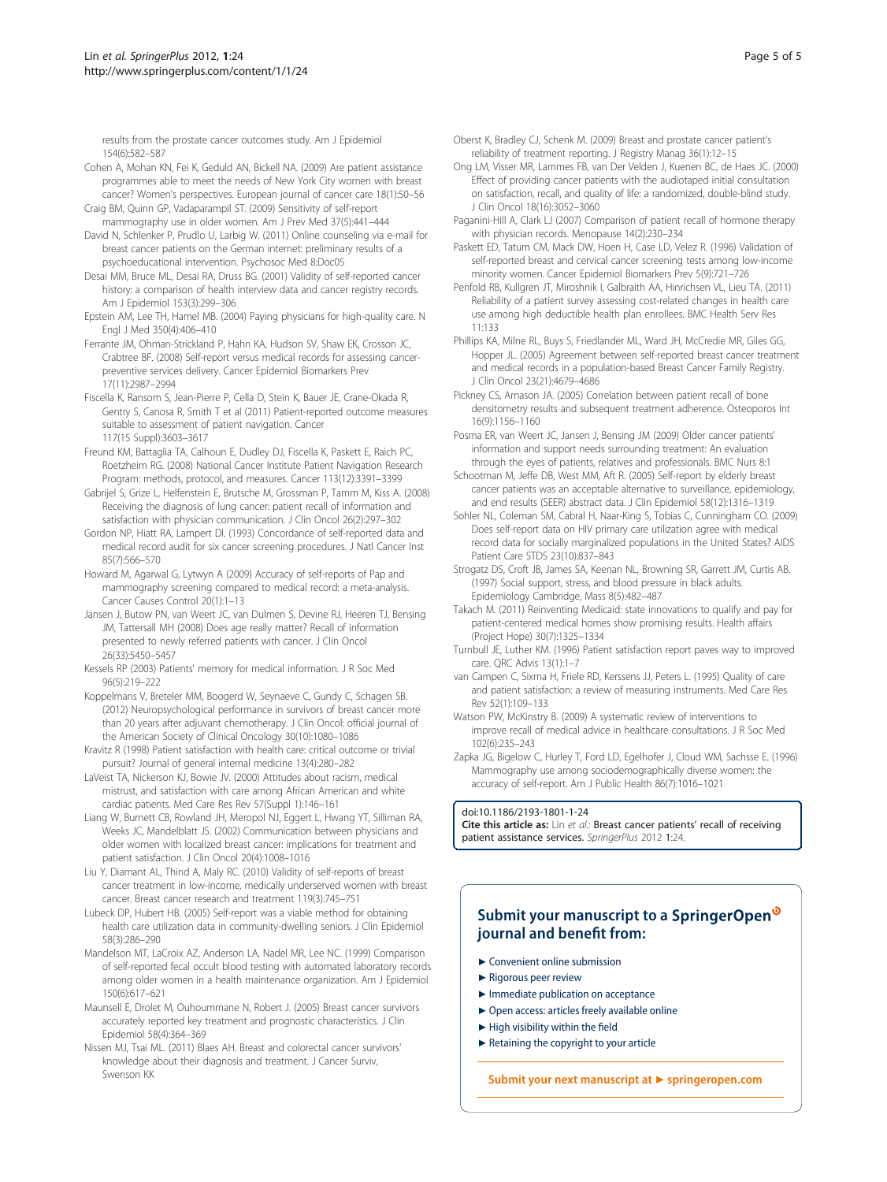results from the prostate cancer outcomes study. Am J Epidemiol 154(6):582–587

Cohen A, Mohan KN, Fei K, Geduld AN, Bickell NA. (2009) Are patient assistance programmes able to meet the needs of New York City women with breast cancer? Women's perspectives. European journal of cancer care 18(1):50–56

Craig BM, Quinn GP, Vadaparampil ST. (2009) Sensitivity of self-report mammography use in older women. Am J Prev Med 37(5):441–444

David N, Schlenker P, Prudlo U, Larbig W. (2011) Online counseling via e-mail for breast cancer patients on the German internet: preliminary results of a psychoeducational intervention. Psychosoc Med 8:Doc05

Desai MM, Bruce ML, Desai RA, Druss BG. (2001) Validity of self-reported cancer history: a comparison of health interview data and cancer registry records. Am J Epidemiol 153(3):299–306

Epstein AM, Lee TH, Hamel MB. (2004) Paying physicians for high-quality care. N Engl J Med 350(4):406–410

Ferrante JM, Ohman-Strickland P, Hahn KA, Hudson SV, Shaw EK, Crosson JC, Crabtree BF. (2008) Self-report versus medical records for assessing cancer-preventive services delivery. Cancer Epidemiol Biomarkers Prev 17(11):2987–2994

Fiscella K, Ransom S, Jean-Pierre P, Cella D, Stein K, Bauer JE, Crane-Okada R, Gentry S, Canosa R, Smith T et al (2011) Patient-reported outcome measures suitable to assessment of patient navigation. Cancer 117(15 Suppl):3603–3617

Freund KM, Battaglia TA, Calhoun E, Dudley DJ, Fiscella K, Paskett E, Raich PC, Roetzheim RG. (2008) National Cancer Institute Patient Navigation Research Program: methods, protocol, and measures. Cancer 113(12):3391–3399

Gabrijel S, Grize L, Helfenstein E, Brutsche M, Grossman P, Tamm M, Kiss A. (2008) Receiving the diagnosis of lung cancer: patient recall of information and satisfaction with physician communication. J Clin Oncol 26(2):297–302

Gordon NP, Hiatt RA, Lampert DI. (1993) Concordance of self-reported data and medical record audit for six cancer screening procedures. J Natl Cancer Inst 85(7):566–570

Howard M, Agarwal G, Lytwyn A (2009) Accuracy of self-reports of Pap and mammography screening compared to medical record: a meta-analysis. Cancer Causes Control 20(1):1–13

Jansen J, Butow PN, van Weert JC, van Dulmen S, Devine RJ, Heeren TJ, Bensing JM, Tattersall MH (2008) Does age really matter? Recall of information presented to newly referred patients with cancer. J Clin Oncol 26(33):5450–5457

Kessels RP (2003) Patients' memory for medical information. J R Soc Med 96(5):219–222

Koppelmans V, Breteler MM, Boogerd W, Seynaeve C, Gundy C, Schagen SB. (2012) Neuropsychological performance in survivors of breast cancer more than 20 years after adjuvant chemotherapy. J Clin Oncol: official journal of the American Society of Clinical Oncology 30(10):1080–1086

Kravitz R (1998) Patient satisfaction with health care: critical outcome or trivial pursuit? Journal of general internal medicine 13(4):280–282

LaVeist TA, Nickerson KJ, Bowie JV. (2000) Attitudes about racism, medical mistrust, and satisfaction with care among African American and white cardiac patients. Med Care Res Rev 57(Suppl 1):146–161

Liang W, Burnett CB, Rowland JH, Meropol NJ, Eggert L, Hwang YT, Silliman RA, Weeks JC, Mandelblatt JS. (2002) Communication between physicians and older women with localized breast cancer: implications for treatment and patient satisfaction. J Clin Oncol 20(4):1008–1016

Liu Y, Diamant AL, Thind A, Maly RC. (2010) Validity of self-reports of breast cancer treatment in low-income, medically underserved women with breast cancer. Breast cancer research and treatment 119(3):745–751

Lubeck DP, Hubert HB. (2005) Self-report was a viable method for obtaining health care utilization data in community-dwelling seniors. J Clin Epidemiol 58(3):286–290

Mandelson MT, LaCroix AZ, Anderson LA, Nadel MR, Lee NC. (1999) Comparison of self-reported fecal occult blood testing with automated laboratory records among older women in a health maintenance organization. Am J Epidemiol 150(6):617–621

Maunsell E, Drolet M, Ouhoummane N, Robert J. (2005) Breast cancer survivors accurately reported key treatment and prognostic characteristics. J Clin Epidemiol 58(4):364–369

Nissen MJ, Tsai ML. (2011) Blaes AH. Breast and colorectal cancer survivors' knowledge about their diagnosis and treatment. J Cancer Surviv, Swenson KK

Oberst K, Bradley CJ, Schenk M. (2009) Breast and prostate cancer patient's reliability of treatment reporting. J Registry Manag 36(1):12–15

Ong LM, Visser MR, Lammes FB, van Der Velden J, Kuenen BC, de Haes JC. (2000) Effect of providing cancer patients with the audiotaped initial consultation on satisfaction, recall, and quality of life: a randomized, double-blind study. J Clin Oncol 18(16):3052–3060

Paganini-Hill A, Clark LJ (2007) Comparison of patient recall of hormone therapy with physician records. Menopause 14(2):230–234

Paskett ED, Tatum CM, Mack DW, Hoen H, Case LD, Velez R. (1996) Validation of self-reported breast and cervical cancer screening tests among low-income minority women. Cancer Epidemiol Biomarkers Prev 5(9):721–726

Penfold RB, Kullgren JT, Miroshnik I, Galbraith AA, Hinrichsen VL, Lieu TA. (2011) Reliability of a patient survey assessing cost-related changes in health care use among high deductible health plan enrollees. BMC Health Serv Res 11:133

Phillips KA, Milne RL, Buys S, Friedlander ML, Ward JH, McCredie MR, Giles GG, Hopper JL. (2005) Agreement between self-reported breast cancer treatment and medical records in a population-based Breast Cancer Family Registry. J Clin Oncol 23(21):4679–4686

Pickney CS, Arnason JA. (2005) Correlation between patient recall of bone densitometry results and subsequent treatment adherence. Osteoporos Int 16(9):1156–1160

Posma ER, van Weert JC, Jansen J, Bensing JM (2009) Older cancer patients' information and support needs surrounding treatment: An evaluation through the eyes of patients, relatives and professionals. BMC Nurs 8:1

Schootman M, Jeffe DB, West MM, Aft R. (2005) Self-report by elderly breast cancer patients was an acceptable alternative to surveillance, epidemiology, and end results (SEER) abstract data. J Clin Epidemiol 58(12):1316–1319

Sohler NL, Coleman SM, Cabral H, Naar-King S, Tobias C, Cunningham CO. (2009) Does self-report data on HIV primary care utilization agree with medical record data for socially marginalized populations in the United States? AIDS Patient Care STDS 23(10):837–843

Strogatz DS, Croft JB, James SA, Keenan NL, Browning SR, Garrett JM, Curtis AB. (1997) Social support, stress, and blood pressure in black adults. Epidemiology Cambridge, Mass 8(5):482–487

Takach M. (2011) Reinventing Medicaid: state innovations to qualify and pay for patient-centered medical homes show promising results. Health affairs (Project Hope) 30(7):1325–1334

Turnbull JE, Luther KM. (1996) Patient satisfaction report paves way to improved care. QRC Advis 13(1):1–7

van Campen C, Sixma H, Friele RD, Kerssens JJ, Peters L. (1995) Quality of care and patient satisfaction: a review of measuring instruments. Med Care Res Rev 52(1):109–133

Watson PW, McKinstry B. (2009) A systematic review of interventions to improve recall of medical advice in healthcare consultations. J R Soc Med 102(6):235–243

Zapka JG, Bigelow C, Hurley T, Ford LD, Egelhofer J, Cloud WM, Sachsse E. (1996) Mammography use among sociodemographically diverse women: the accuracy of self-report. Am J Public Health 86(7):1016–1021

doi:10.1186/2193-1801-1-24
**Cite this article as:** Lin *et al.*: Breast cancer patients' recall of receiving patient assistance services. *SpringerPlus* 2012 **1**:24.

**Submit your manuscript to a SpringerOpen journal and benefit from:**

- ► Convenient online submission
- ► Rigorous peer review
- ► Immediate publication on acceptance
- ► Open access: articles freely available online
- ► High visibility within the field
- ► Retaining the copyright to your article

**Submit your next manuscript at ► springeropen.com**